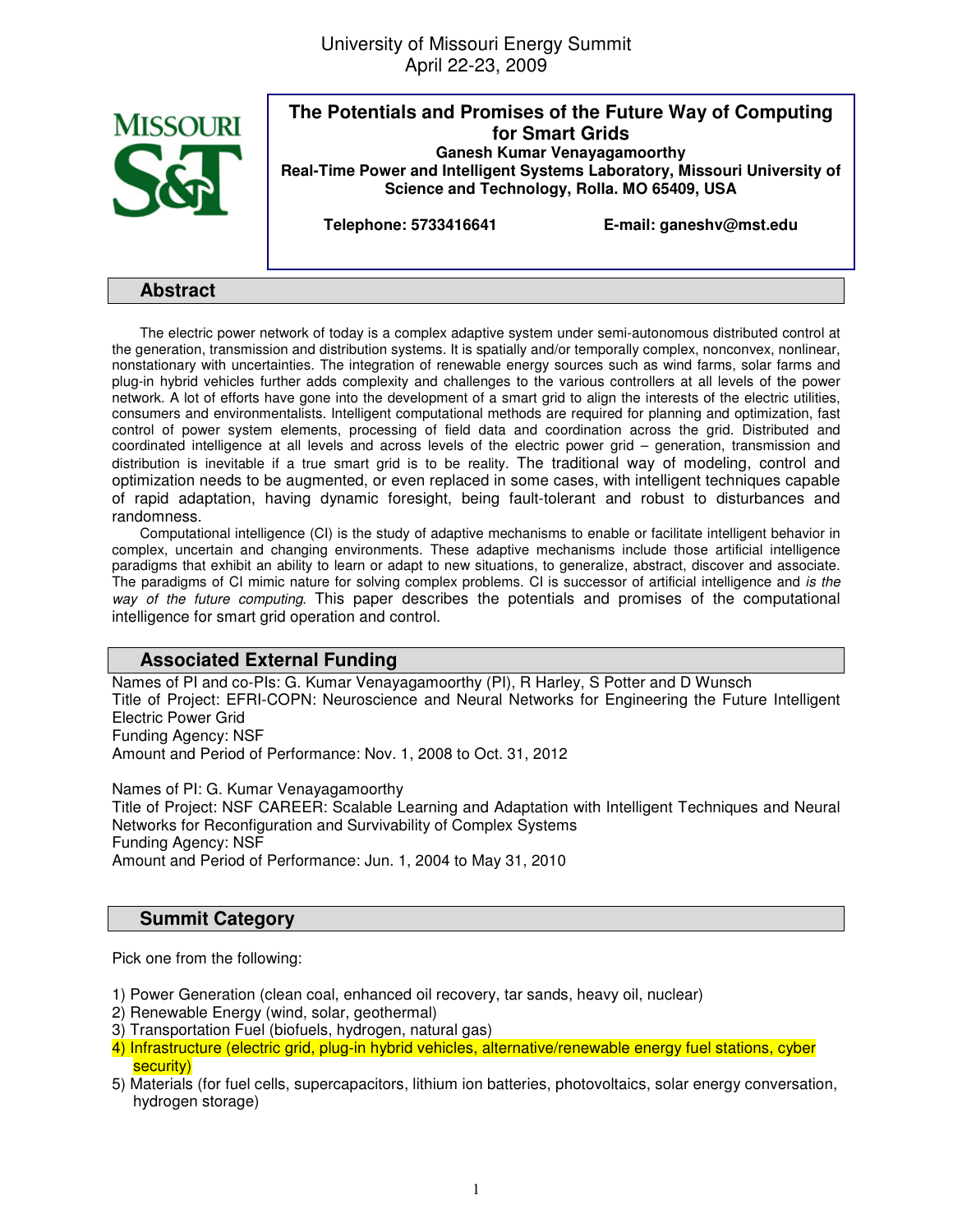University of Missouri Energy Summit
April 22-23, 2009

# The Potentials and Promises of the Future Way of Computing for Smart Grids

**Ganesh Kumar Venayagamoorthy**
**Real-Time Power and Intelligent Systems Laboratory, Missouri University of Science and Technology, Rolla. MO 65409, USA**

**Telephone: 5733416641** **E-mail: ganeshv@mst.edu**

## Abstract

The electric power network of today is a complex adaptive system under semi-autonomous distributed control at the generation, transmission and distribution systems. It is spatially and/or temporally complex, nonconvex, nonlinear, nonstationary with uncertainties. The integration of renewable energy sources such as wind farms, solar farms and plug-in hybrid vehicles further adds complexity and challenges to the various controllers at all levels of the power network. A lot of efforts have gone into the development of a smart grid to align the interests of the electric utilities, consumers and environmentalists. Intelligent computational methods are required for planning and optimization, fast control of power system elements, processing of field data and coordination across the grid. Distributed and coordinated intelligence at all levels and across levels of the electric power grid – generation, transmission and distribution is inevitable if a true smart grid is to be reality. The traditional way of modeling, control and optimization needs to be augmented, or even replaced in some cases, with intelligent techniques capable of rapid adaptation, having dynamic foresight, being fault-tolerant and robust to disturbances and randomness.

Computational intelligence (CI) is the study of adaptive mechanisms to enable or facilitate intelligent behavior in complex, uncertain and changing environments. These adaptive mechanisms include those artificial intelligence paradigms that exhibit an ability to learn or adapt to new situations, to generalize, abstract, discover and associate. The paradigms of CI mimic nature for solving complex problems. CI is successor of artificial intelligence and *is the way of the future computing*. This paper describes the potentials and promises of the computational intelligence for smart grid operation and control.

## Associated External Funding

Names of PI and co-PIs: G. Kumar Venayagamoorthy (PI), R Harley, S Potter and D Wunsch
Title of Project: EFRI-COPN: Neuroscience and Neural Networks for Engineering the Future Intelligent Electric Power Grid
Funding Agency: NSF
Amount and Period of Performance: Nov. 1, 2008 to Oct. 31, 2012

Names of PI: G. Kumar Venayagamoorthy
Title of Project: NSF CAREER: Scalable Learning and Adaptation with Intelligent Techniques and Neural Networks for Reconfiguration and Survivability of Complex Systems
Funding Agency: NSF
Amount and Period of Performance: Jun. 1, 2004 to May 31, 2010

## Summit Category

Pick one from the following:

1) Power Generation (clean coal, enhanced oil recovery, tar sands, heavy oil, nuclear)
2) Renewable Energy (wind, solar, geothermal)
3) Transportation Fuel (biofuels, hydrogen, natural gas)
4) Infrastructure (electric grid, plug-in hybrid vehicles, alternative/renewable energy fuel stations, cyber security)
5) Materials (for fuel cells, supercapacitors, lithium ion batteries, photovoltaics, solar energy conversation, hydrogen storage)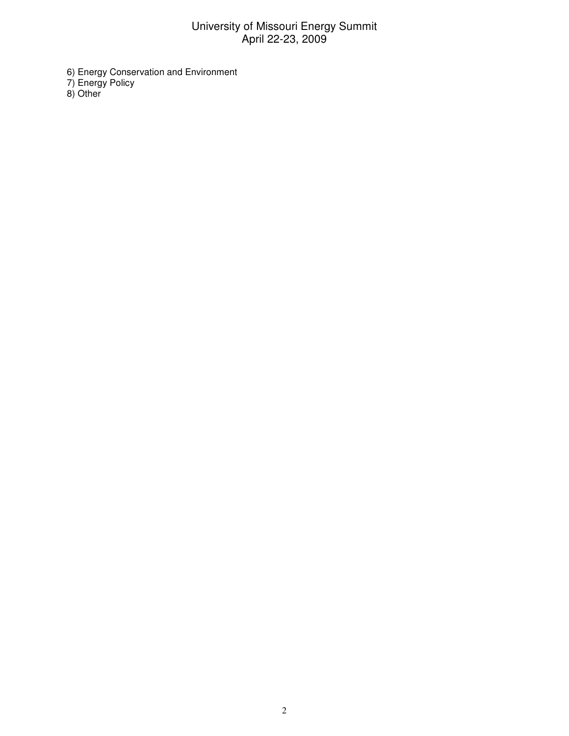6) Energy Conservation and Environment
7) Energy Policy
8) Other